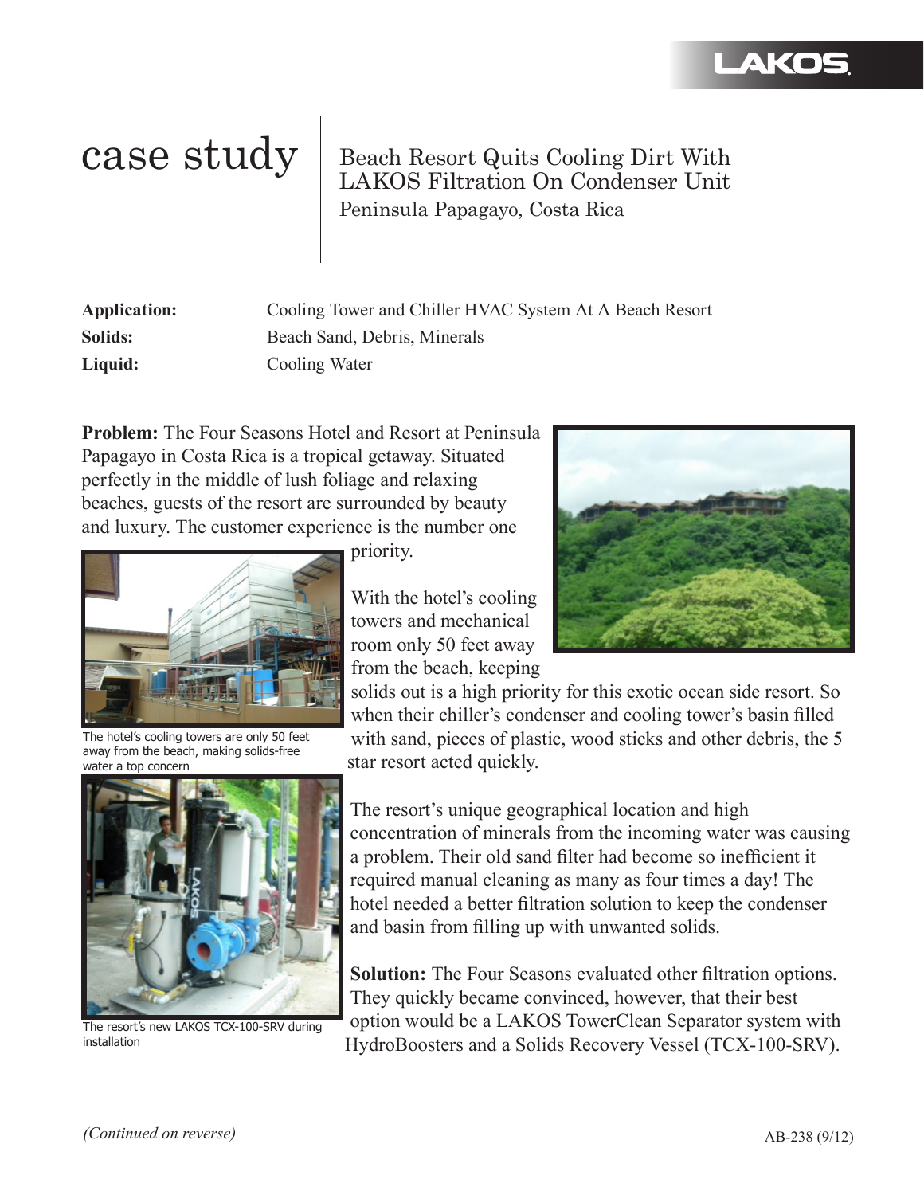# case study

## Beach Resort Quits Cooling Dirt With LAKOS Filtration On Condenser Unit

Peninsula Papagayo, Costa Rica

| | |
|---|---|
| **Application:** | Cooling Tower and Chiller HVAC System At A Beach Resort |
| **Solids:** | Beach Sand, Debris, Minerals |
| **Liquid:** | Cooling Water |

**Problem:** The Four Seasons Hotel and Resort at Peninsula Papagayo in Costa Rica is a tropical getaway. Situated perfectly in the middle of lush foliage and relaxing beaches, guests of the resort are surrounded by beauty and luxury. The customer experience is the number one priority.

The hotel's cooling towers are only 50 feet away from the beach, making solids-free water a top concern

The resort's new LAKOS TCX-100-SRV during installation

With the hotel's cooling towers and mechanical room only 50 feet away from the beach, keeping solids out is a high priority for this exotic ocean side resort. So when their chiller's condenser and cooling tower's basin filled with sand, pieces of plastic, wood sticks and other debris, the 5 star resort acted quickly.

The resort's unique geographical location and high concentration of minerals from the incoming water was causing a problem. Their old sand filter had become so inefficient it required manual cleaning as many as four times a day! The hotel needed a better filtration solution to keep the condenser and basin from filling up with unwanted solids.

**Solution:** The Four Seasons evaluated other filtration options. They quickly became convinced, however, that their best option would be a LAKOS TowerClean Separator system with HydroBoosters and a Solids Recovery Vessel (TCX-100-SRV).

*(Continued on reverse)*

AB-238 (9/12)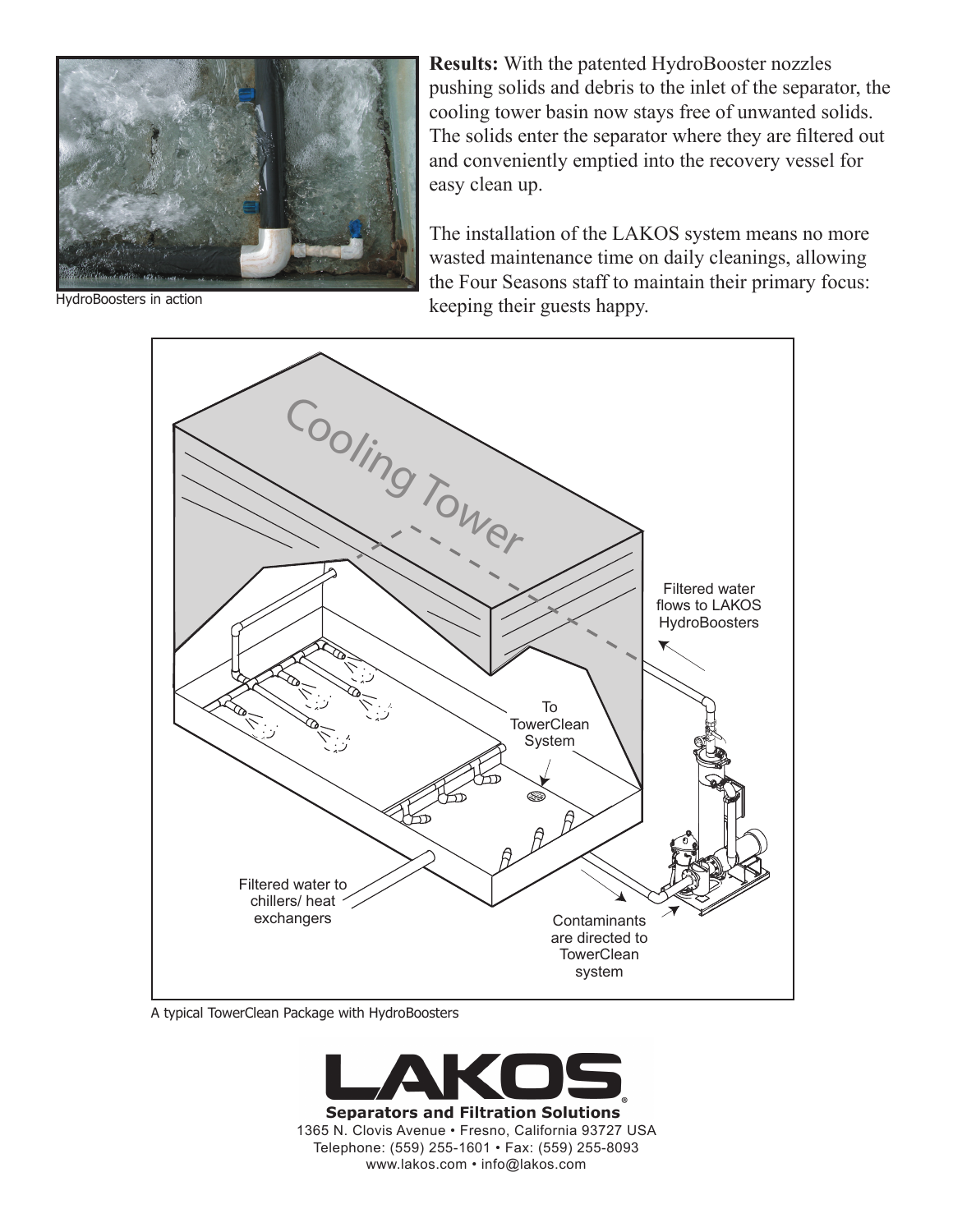HydroBoosters in action

**Results:** With the patented HydroBooster nozzles pushing solids and debris to the inlet of the separator, the cooling tower basin now stays free of unwanted solids. The solids enter the separator where they are filtered out and conveniently emptied into the recovery vessel for easy clean up.

The installation of the LAKOS system means no more wasted maintenance time on daily cleanings, allowing the Four Seasons staff to maintain their primary focus: keeping their guests happy.

Cooling Tower

Filtered water flows to LAKOS HydroBoosters

To TowerClean System

Filtered water to chillers/ heat exchangers

Contaminants are directed to TowerClean system

A typical TowerClean Package with HydroBoosters

**LAKOS**

**Separators and Filtration Solutions**

1365 N. Clovis Avenue • Fresno, California 93727 USA

Telephone: (559) 255-1601 • Fax: (559) 255-8093

www.lakos.com • info@lakos.com